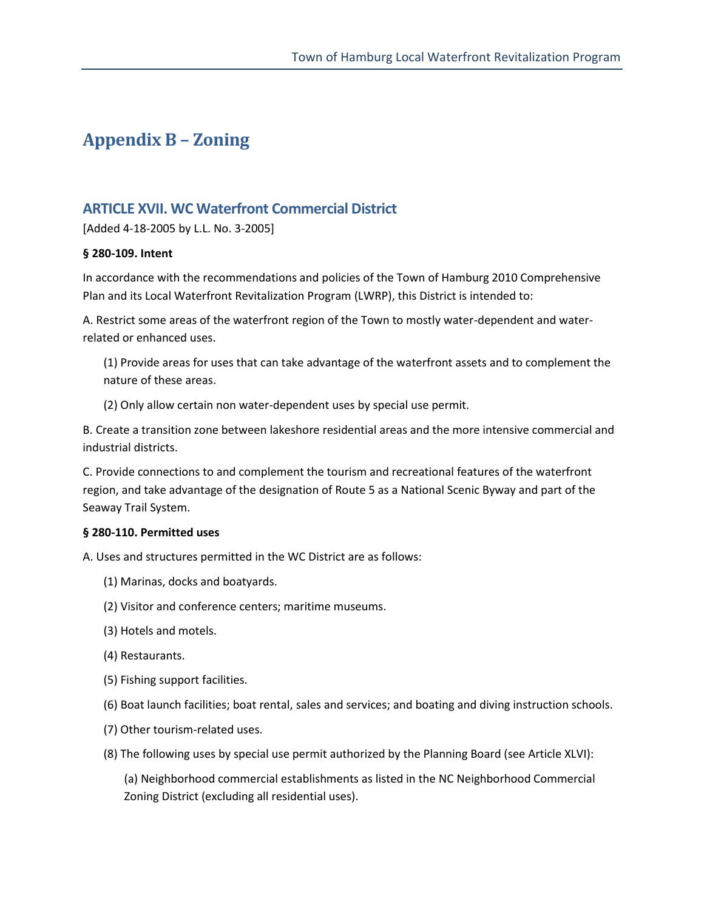# Appendix B – Zoning

## ARTICLE XVII. WC Waterfront Commercial District

[Added 4-18-2005 by L.L. No. 3-2005]

**§ 280-109. Intent**

In accordance with the recommendations and policies of the Town of Hamburg 2010 Comprehensive Plan and its Local Waterfront Revitalization Program (LWRP), this District is intended to:

A. Restrict some areas of the waterfront region of the Town to mostly water-dependent and water-related or enhanced uses.

(1) Provide areas for uses that can take advantage of the waterfront assets and to complement the nature of these areas.

(2) Only allow certain non water-dependent uses by special use permit.

B. Create a transition zone between lakeshore residential areas and the more intensive commercial and industrial districts.

C. Provide connections to and complement the tourism and recreational features of the waterfront region, and take advantage of the designation of Route 5 as a National Scenic Byway and part of the Seaway Trail System.

**§ 280-110. Permitted uses**

A. Uses and structures permitted in the WC District are as follows:

(1) Marinas, docks and boatyards.

(2) Visitor and conference centers; maritime museums.

(3) Hotels and motels.

(4) Restaurants.

(5) Fishing support facilities.

(6) Boat launch facilities; boat rental, sales and services; and boating and diving instruction schools.

(7) Other tourism-related uses.

(8) The following uses by special use permit authorized by the Planning Board (see Article XLVI):

(a) Neighborhood commercial establishments as listed in the NC Neighborhood Commercial Zoning District (excluding all residential uses).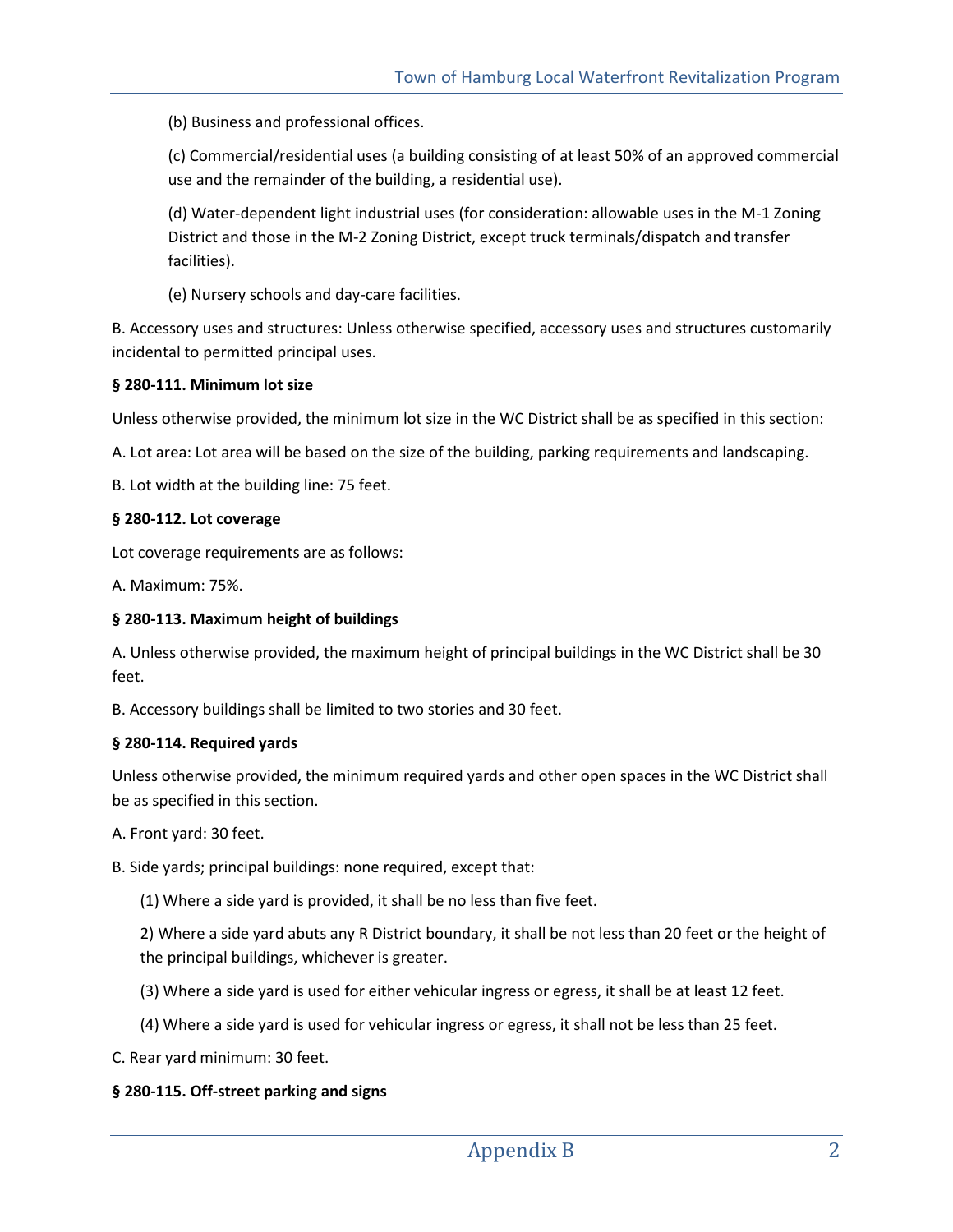(b) Business and professional offices.

(c) Commercial/residential uses (a building consisting of at least 50% of an approved commercial use and the remainder of the building, a residential use).

(d) Water-dependent light industrial uses (for consideration: allowable uses in the M-1 Zoning District and those in the M-2 Zoning District, except truck terminals/dispatch and transfer facilities).

(e) Nursery schools and day-care facilities.

B. Accessory uses and structures: Unless otherwise specified, accessory uses and structures customarily incidental to permitted principal uses.

**§ 280-111. Minimum lot size**

Unless otherwise provided, the minimum lot size in the WC District shall be as specified in this section:

A. Lot area: Lot area will be based on the size of the building, parking requirements and landscaping.

B. Lot width at the building line: 75 feet.

**§ 280-112. Lot coverage**

Lot coverage requirements are as follows:

A. Maximum: 75%.

**§ 280-113. Maximum height of buildings**

A. Unless otherwise provided, the maximum height of principal buildings in the WC District shall be 30 feet.

B. Accessory buildings shall be limited to two stories and 30 feet.

**§ 280-114. Required yards**

Unless otherwise provided, the minimum required yards and other open spaces in the WC District shall be as specified in this section.

A. Front yard: 30 feet.

B. Side yards; principal buildings: none required, except that:

(1) Where a side yard is provided, it shall be no less than five feet.

2) Where a side yard abuts any R District boundary, it shall be not less than 20 feet or the height of the principal buildings, whichever is greater.

(3) Where a side yard is used for either vehicular ingress or egress, it shall be at least 12 feet.

(4) Where a side yard is used for vehicular ingress or egress, it shall not be less than 25 feet.

C. Rear yard minimum: 30 feet.

**§ 280-115. Off-street parking and signs**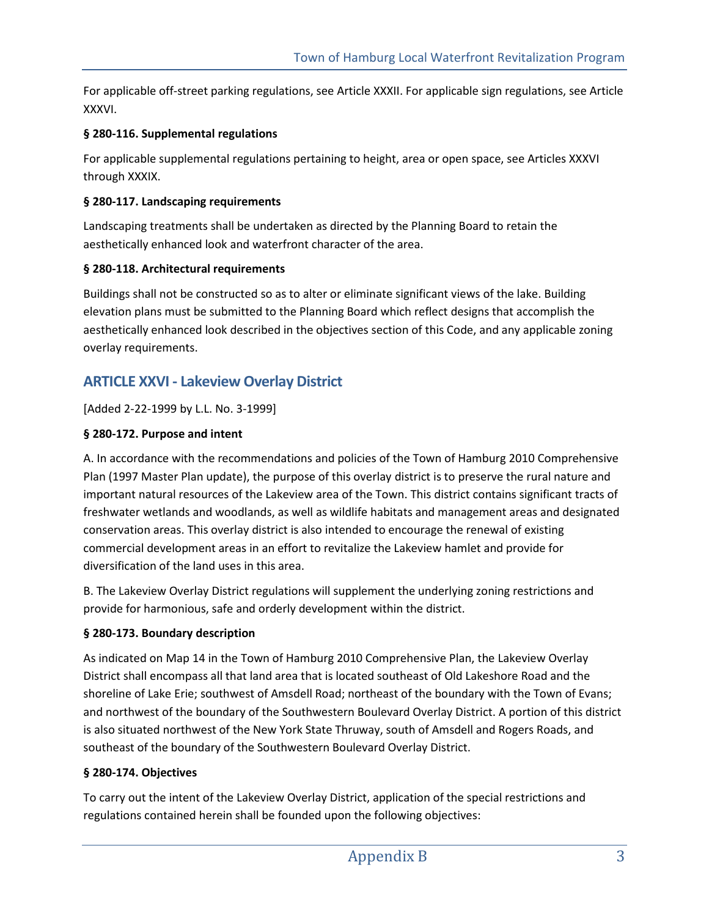For applicable off-street parking regulations, see Article XXXII. For applicable sign regulations, see Article XXXVI.

**§ 280-116. Supplemental regulations**

For applicable supplemental regulations pertaining to height, area or open space, see Articles XXXVI through XXXIX.

**§ 280-117. Landscaping requirements**

Landscaping treatments shall be undertaken as directed by the Planning Board to retain the aesthetically enhanced look and waterfront character of the area.

**§ 280-118. Architectural requirements**

Buildings shall not be constructed so as to alter or eliminate significant views of the lake. Building elevation plans must be submitted to the Planning Board which reflect designs that accomplish the aesthetically enhanced look described in the objectives section of this Code, and any applicable zoning overlay requirements.

## ARTICLE XXVI - Lakeview Overlay District

[Added 2-22-1999 by L.L. No. 3-1999]

**§ 280-172. Purpose and intent**

A. In accordance with the recommendations and policies of the Town of Hamburg 2010 Comprehensive Plan (1997 Master Plan update), the purpose of this overlay district is to preserve the rural nature and important natural resources of the Lakeview area of the Town. This district contains significant tracts of freshwater wetlands and woodlands, as well as wildlife habitats and management areas and designated conservation areas. This overlay district is also intended to encourage the renewal of existing commercial development areas in an effort to revitalize the Lakeview hamlet and provide for diversification of the land uses in this area.

B. The Lakeview Overlay District regulations will supplement the underlying zoning restrictions and provide for harmonious, safe and orderly development within the district.

**§ 280-173. Boundary description**

As indicated on Map 14 in the Town of Hamburg 2010 Comprehensive Plan, the Lakeview Overlay District shall encompass all that land area that is located southeast of Old Lakeshore Road and the shoreline of Lake Erie; southwest of Amsdell Road; northeast of the boundary with the Town of Evans; and northwest of the boundary of the Southwestern Boulevard Overlay District. A portion of this district is also situated northwest of the New York State Thruway, south of Amsdell and Rogers Roads, and southeast of the boundary of the Southwestern Boulevard Overlay District.

**§ 280-174. Objectives**

To carry out the intent of the Lakeview Overlay District, application of the special restrictions and regulations contained herein shall be founded upon the following objectives: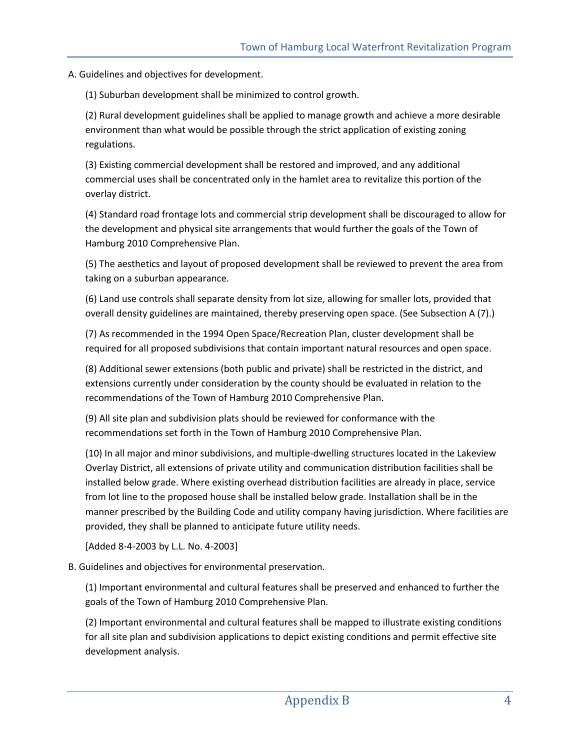A. Guidelines and objectives for development.

(1) Suburban development shall be minimized to control growth.

(2) Rural development guidelines shall be applied to manage growth and achieve a more desirable environment than what would be possible through the strict application of existing zoning regulations.

(3) Existing commercial development shall be restored and improved, and any additional commercial uses shall be concentrated only in the hamlet area to revitalize this portion of the overlay district.

(4) Standard road frontage lots and commercial strip development shall be discouraged to allow for the development and physical site arrangements that would further the goals of the Town of Hamburg 2010 Comprehensive Plan.

(5) The aesthetics and layout of proposed development shall be reviewed to prevent the area from taking on a suburban appearance.

(6) Land use controls shall separate density from lot size, allowing for smaller lots, provided that overall density guidelines are maintained, thereby preserving open space. (See Subsection A (7).)

(7) As recommended in the 1994 Open Space/Recreation Plan, cluster development shall be required for all proposed subdivisions that contain important natural resources and open space.

(8) Additional sewer extensions (both public and private) shall be restricted in the district, and extensions currently under consideration by the county should be evaluated in relation to the recommendations of the Town of Hamburg 2010 Comprehensive Plan.

(9) All site plan and subdivision plats should be reviewed for conformance with the recommendations set forth in the Town of Hamburg 2010 Comprehensive Plan.

(10) In all major and minor subdivisions, and multiple-dwelling structures located in the Lakeview Overlay District, all extensions of private utility and communication distribution facilities shall be installed below grade. Where existing overhead distribution facilities are already in place, service from lot line to the proposed house shall be installed below grade. Installation shall be in the manner prescribed by the Building Code and utility company having jurisdiction. Where facilities are provided, they shall be planned to anticipate future utility needs.

[Added 8-4-2003 by L.L. No. 4-2003]

B. Guidelines and objectives for environmental preservation.

(1) Important environmental and cultural features shall be preserved and enhanced to further the goals of the Town of Hamburg 2010 Comprehensive Plan.

(2) Important environmental and cultural features shall be mapped to illustrate existing conditions for all site plan and subdivision applications to depict existing conditions and permit effective site development analysis.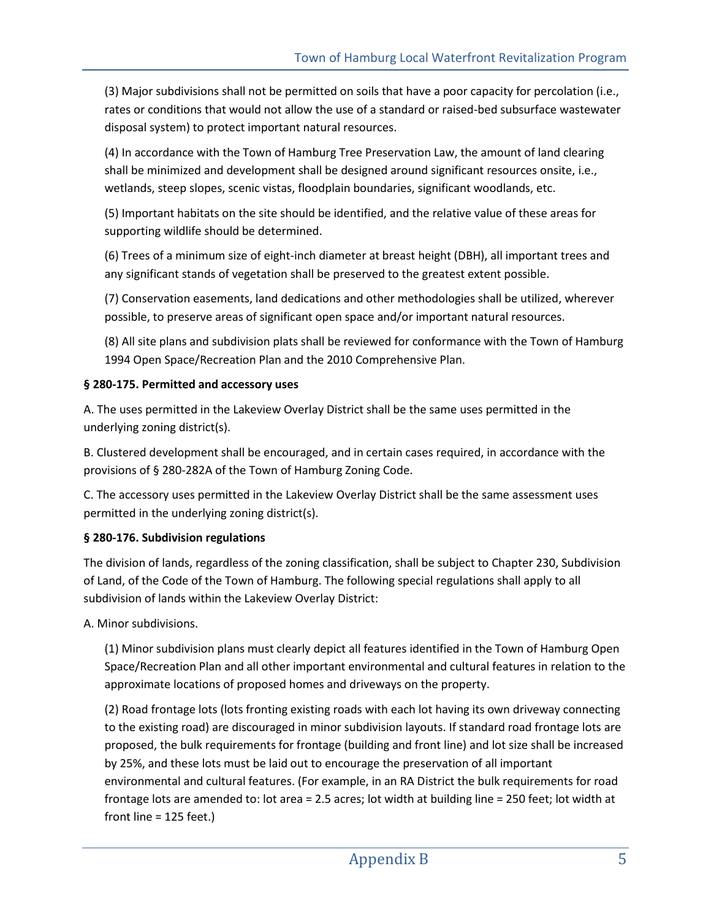(3) Major subdivisions shall not be permitted on soils that have a poor capacity for percolation (i.e., rates or conditions that would not allow the use of a standard or raised-bed subsurface wastewater disposal system) to protect important natural resources.

(4) In accordance with the Town of Hamburg Tree Preservation Law, the amount of land clearing shall be minimized and development shall be designed around significant resources onsite, i.e., wetlands, steep slopes, scenic vistas, floodplain boundaries, significant woodlands, etc.

(5) Important habitats on the site should be identified, and the relative value of these areas for supporting wildlife should be determined.

(6) Trees of a minimum size of eight-inch diameter at breast height (DBH), all important trees and any significant stands of vegetation shall be preserved to the greatest extent possible.

(7) Conservation easements, land dedications and other methodologies shall be utilized, wherever possible, to preserve areas of significant open space and/or important natural resources.

(8) All site plans and subdivision plats shall be reviewed for conformance with the Town of Hamburg 1994 Open Space/Recreation Plan and the 2010 Comprehensive Plan.

**§ 280-175. Permitted and accessory uses**

A. The uses permitted in the Lakeview Overlay District shall be the same uses permitted in the underlying zoning district(s).

B. Clustered development shall be encouraged, and in certain cases required, in accordance with the provisions of § 280-282A of the Town of Hamburg Zoning Code.

C. The accessory uses permitted in the Lakeview Overlay District shall be the same assessment uses permitted in the underlying zoning district(s).

**§ 280-176. Subdivision regulations**

The division of lands, regardless of the zoning classification, shall be subject to Chapter 230, Subdivision of Land, of the Code of the Town of Hamburg. The following special regulations shall apply to all subdivision of lands within the Lakeview Overlay District:

A. Minor subdivisions.

(1) Minor subdivision plans must clearly depict all features identified in the Town of Hamburg Open Space/Recreation Plan and all other important environmental and cultural features in relation to the approximate locations of proposed homes and driveways on the property.

(2) Road frontage lots (lots fronting existing roads with each lot having its own driveway connecting to the existing road) are discouraged in minor subdivision layouts. If standard road frontage lots are proposed, the bulk requirements for frontage (building and front line) and lot size shall be increased by 25%, and these lots must be laid out to encourage the preservation of all important environmental and cultural features. (For example, in an RA District the bulk requirements for road frontage lots are amended to: lot area = 2.5 acres; lot width at building line = 250 feet; lot width at front line = 125 feet.)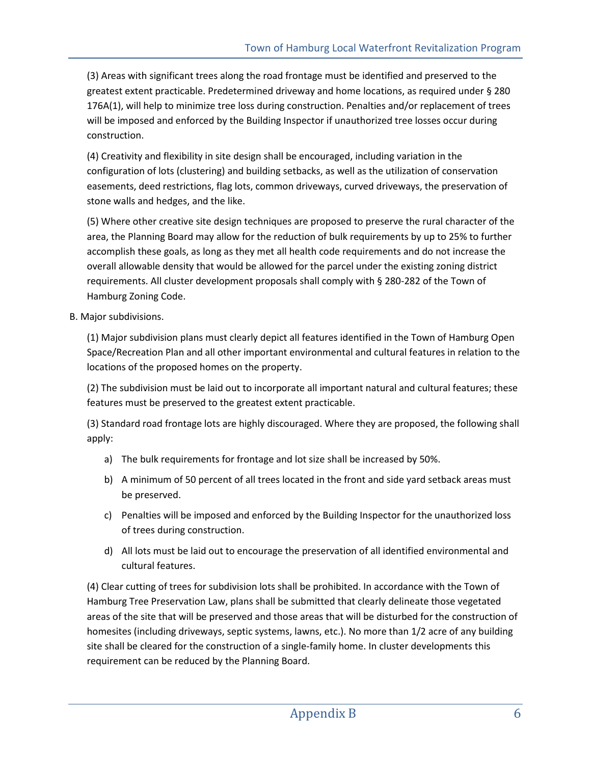(3) Areas with significant trees along the road frontage must be identified and preserved to the greatest extent practicable. Predetermined driveway and home locations, as required under § 280 176A(1), will help to minimize tree loss during construction. Penalties and/or replacement of trees will be imposed and enforced by the Building Inspector if unauthorized tree losses occur during construction.

(4) Creativity and flexibility in site design shall be encouraged, including variation in the configuration of lots (clustering) and building setbacks, as well as the utilization of conservation easements, deed restrictions, flag lots, common driveways, curved driveways, the preservation of stone walls and hedges, and the like.

(5) Where other creative site design techniques are proposed to preserve the rural character of the area, the Planning Board may allow for the reduction of bulk requirements by up to 25% to further accomplish these goals, as long as they met all health code requirements and do not increase the overall allowable density that would be allowed for the parcel under the existing zoning district requirements. All cluster development proposals shall comply with § 280-282 of the Town of Hamburg Zoning Code.

B. Major subdivisions.

(1) Major subdivision plans must clearly depict all features identified in the Town of Hamburg Open Space/Recreation Plan and all other important environmental and cultural features in relation to the locations of the proposed homes on the property.

(2) The subdivision must be laid out to incorporate all important natural and cultural features; these features must be preserved to the greatest extent practicable.

(3) Standard road frontage lots are highly discouraged. Where they are proposed, the following shall apply:

a) The bulk requirements for frontage and lot size shall be increased by 50%.

b) A minimum of 50 percent of all trees located in the front and side yard setback areas must be preserved.

c) Penalties will be imposed and enforced by the Building Inspector for the unauthorized loss of trees during construction.

d) All lots must be laid out to encourage the preservation of all identified environmental and cultural features.

(4) Clear cutting of trees for subdivision lots shall be prohibited. In accordance with the Town of Hamburg Tree Preservation Law, plans shall be submitted that clearly delineate those vegetated areas of the site that will be preserved and those areas that will be disturbed for the construction of homesites (including driveways, septic systems, lawns, etc.). No more than 1/2 acre of any building site shall be cleared for the construction of a single-family home. In cluster developments this requirement can be reduced by the Planning Board.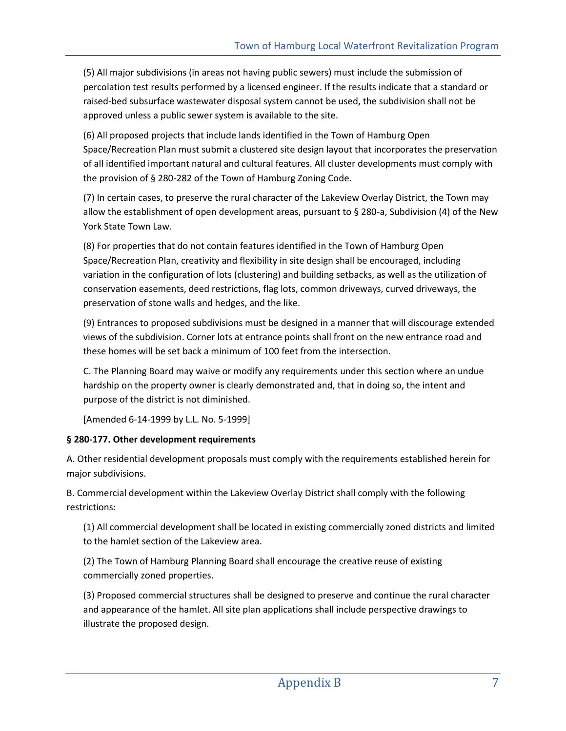(5) All major subdivisions (in areas not having public sewers) must include the submission of percolation test results performed by a licensed engineer. If the results indicate that a standard or raised-bed subsurface wastewater disposal system cannot be used, the subdivision shall not be approved unless a public sewer system is available to the site.

(6) All proposed projects that include lands identified in the Town of Hamburg Open Space/Recreation Plan must submit a clustered site design layout that incorporates the preservation of all identified important natural and cultural features. All cluster developments must comply with the provision of § 280-282 of the Town of Hamburg Zoning Code.

(7) In certain cases, to preserve the rural character of the Lakeview Overlay District, the Town may allow the establishment of open development areas, pursuant to § 280-a, Subdivision (4) of the New York State Town Law.

(8) For properties that do not contain features identified in the Town of Hamburg Open Space/Recreation Plan, creativity and flexibility in site design shall be encouraged, including variation in the configuration of lots (clustering) and building setbacks, as well as the utilization of conservation easements, deed restrictions, flag lots, common driveways, curved driveways, the preservation of stone walls and hedges, and the like.

(9) Entrances to proposed subdivisions must be designed in a manner that will discourage extended views of the subdivision. Corner lots at entrance points shall front on the new entrance road and these homes will be set back a minimum of 100 feet from the intersection.

C. The Planning Board may waive or modify any requirements under this section where an undue hardship on the property owner is clearly demonstrated and, that in doing so, the intent and purpose of the district is not diminished.

[Amended 6-14-1999 by L.L. No. 5-1999]

**§ 280-177. Other development requirements**

A. Other residential development proposals must comply with the requirements established herein for major subdivisions.

B. Commercial development within the Lakeview Overlay District shall comply with the following restrictions:

(1) All commercial development shall be located in existing commercially zoned districts and limited to the hamlet section of the Lakeview area.

(2) The Town of Hamburg Planning Board shall encourage the creative reuse of existing commercially zoned properties.

(3) Proposed commercial structures shall be designed to preserve and continue the rural character and appearance of the hamlet. All site plan applications shall include perspective drawings to illustrate the proposed design.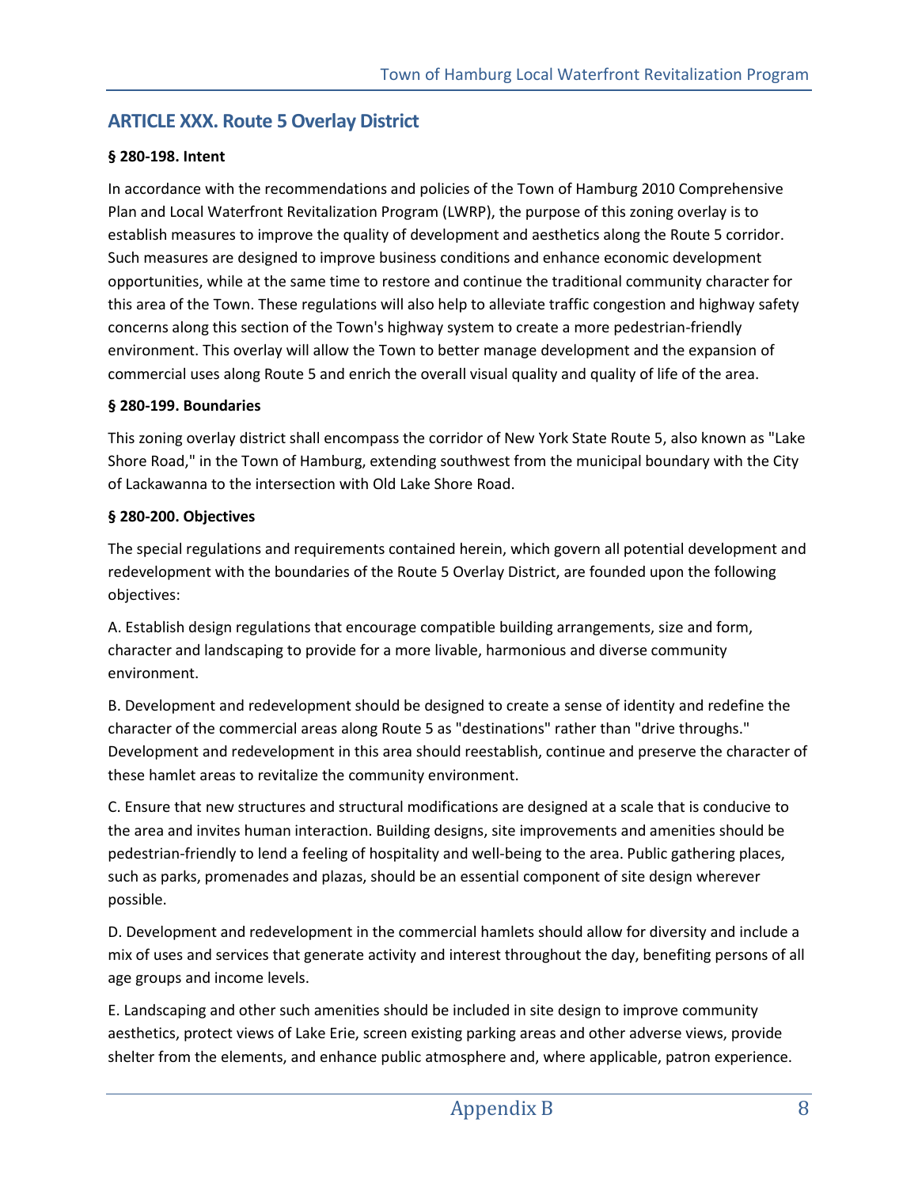## ARTICLE XXX. Route 5 Overlay District

**§ 280-198. Intent**

In accordance with the recommendations and policies of the Town of Hamburg 2010 Comprehensive Plan and Local Waterfront Revitalization Program (LWRP), the purpose of this zoning overlay is to establish measures to improve the quality of development and aesthetics along the Route 5 corridor. Such measures are designed to improve business conditions and enhance economic development opportunities, while at the same time to restore and continue the traditional community character for this area of the Town. These regulations will also help to alleviate traffic congestion and highway safety concerns along this section of the Town's highway system to create a more pedestrian-friendly environment. This overlay will allow the Town to better manage development and the expansion of commercial uses along Route 5 and enrich the overall visual quality and quality of life of the area.

**§ 280-199. Boundaries**

This zoning overlay district shall encompass the corridor of New York State Route 5, also known as "Lake Shore Road," in the Town of Hamburg, extending southwest from the municipal boundary with the City of Lackawanna to the intersection with Old Lake Shore Road.

**§ 280-200. Objectives**

The special regulations and requirements contained herein, which govern all potential development and redevelopment with the boundaries of the Route 5 Overlay District, are founded upon the following objectives:

A. Establish design regulations that encourage compatible building arrangements, size and form, character and landscaping to provide for a more livable, harmonious and diverse community environment.

B. Development and redevelopment should be designed to create a sense of identity and redefine the character of the commercial areas along Route 5 as "destinations" rather than "drive throughs." Development and redevelopment in this area should reestablish, continue and preserve the character of these hamlet areas to revitalize the community environment.

C. Ensure that new structures and structural modifications are designed at a scale that is conducive to the area and invites human interaction. Building designs, site improvements and amenities should be pedestrian-friendly to lend a feeling of hospitality and well-being to the area. Public gathering places, such as parks, promenades and plazas, should be an essential component of site design wherever possible.

D. Development and redevelopment in the commercial hamlets should allow for diversity and include a mix of uses and services that generate activity and interest throughout the day, benefiting persons of all age groups and income levels.

E. Landscaping and other such amenities should be included in site design to improve community aesthetics, protect views of Lake Erie, screen existing parking areas and other adverse views, provide shelter from the elements, and enhance public atmosphere and, where applicable, patron experience.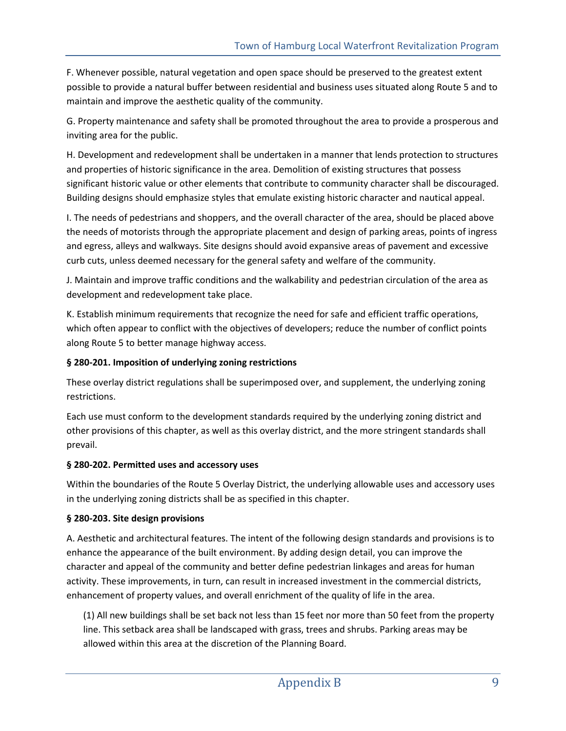F. Whenever possible, natural vegetation and open space should be preserved to the greatest extent possible to provide a natural buffer between residential and business uses situated along Route 5 and to maintain and improve the aesthetic quality of the community.

G. Property maintenance and safety shall be promoted throughout the area to provide a prosperous and inviting area for the public.

H. Development and redevelopment shall be undertaken in a manner that lends protection to structures and properties of historic significance in the area. Demolition of existing structures that possess significant historic value or other elements that contribute to community character shall be discouraged. Building designs should emphasize styles that emulate existing historic character and nautical appeal.

I. The needs of pedestrians and shoppers, and the overall character of the area, should be placed above the needs of motorists through the appropriate placement and design of parking areas, points of ingress and egress, alleys and walkways. Site designs should avoid expansive areas of pavement and excessive curb cuts, unless deemed necessary for the general safety and welfare of the community.

J. Maintain and improve traffic conditions and the walkability and pedestrian circulation of the area as development and redevelopment take place.

K. Establish minimum requirements that recognize the need for safe and efficient traffic operations, which often appear to conflict with the objectives of developers; reduce the number of conflict points along Route 5 to better manage highway access.

**§ 280-201. Imposition of underlying zoning restrictions**

These overlay district regulations shall be superimposed over, and supplement, the underlying zoning restrictions.

Each use must conform to the development standards required by the underlying zoning district and other provisions of this chapter, as well as this overlay district, and the more stringent standards shall prevail.

**§ 280-202. Permitted uses and accessory uses**

Within the boundaries of the Route 5 Overlay District, the underlying allowable uses and accessory uses in the underlying zoning districts shall be as specified in this chapter.

**§ 280-203. Site design provisions**

A. Aesthetic and architectural features. The intent of the following design standards and provisions is to enhance the appearance of the built environment. By adding design detail, you can improve the character and appeal of the community and better define pedestrian linkages and areas for human activity. These improvements, in turn, can result in increased investment in the commercial districts, enhancement of property values, and overall enrichment of the quality of life in the area.

(1) All new buildings shall be set back not less than 15 feet nor more than 50 feet from the property line. This setback area shall be landscaped with grass, trees and shrubs. Parking areas may be allowed within this area at the discretion of the Planning Board.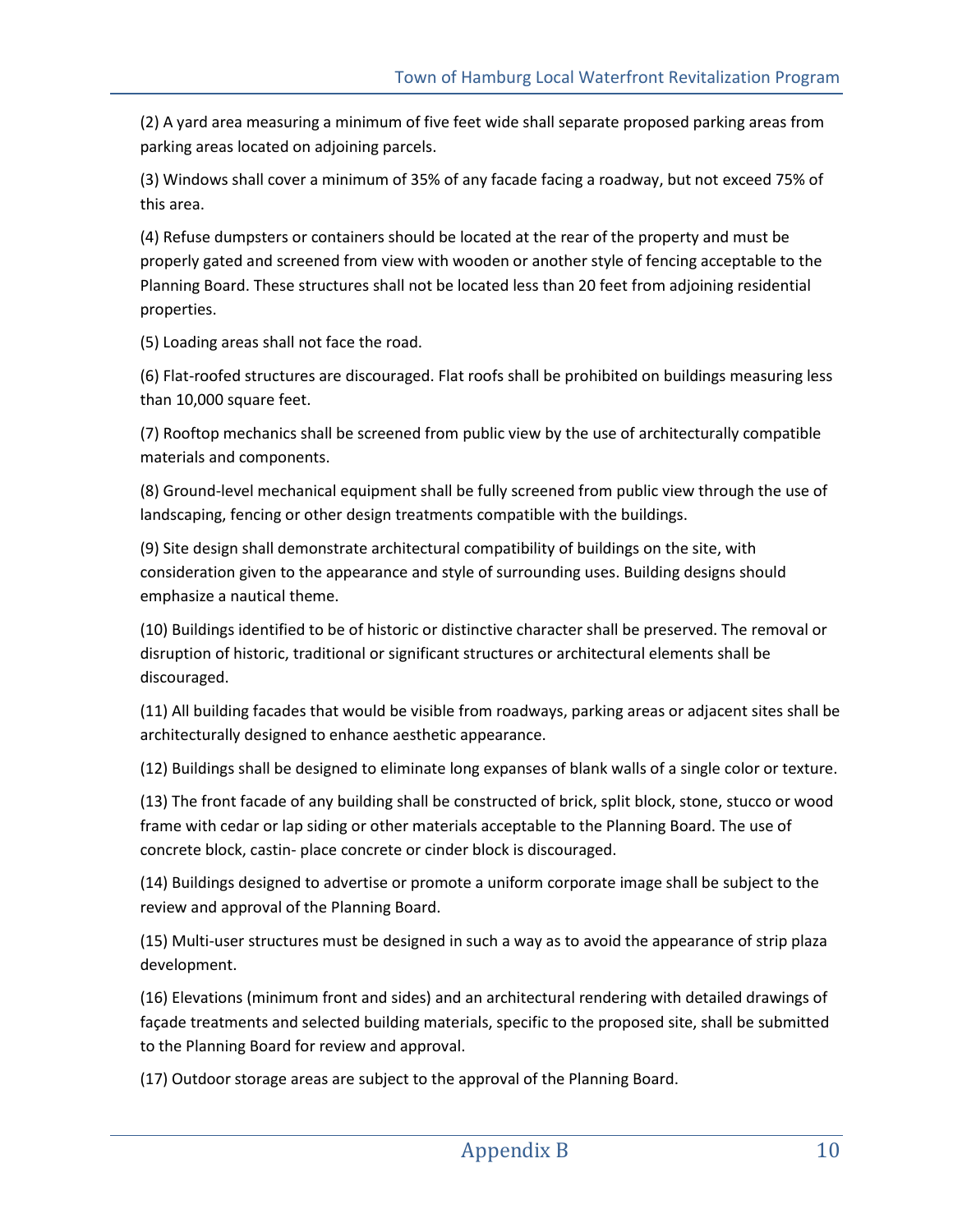(2) A yard area measuring a minimum of five feet wide shall separate proposed parking areas from parking areas located on adjoining parcels.

(3) Windows shall cover a minimum of 35% of any facade facing a roadway, but not exceed 75% of this area.

(4) Refuse dumpsters or containers should be located at the rear of the property and must be properly gated and screened from view with wooden or another style of fencing acceptable to the Planning Board. These structures shall not be located less than 20 feet from adjoining residential properties.

(5) Loading areas shall not face the road.

(6) Flat-roofed structures are discouraged. Flat roofs shall be prohibited on buildings measuring less than 10,000 square feet.

(7) Rooftop mechanics shall be screened from public view by the use of architecturally compatible materials and components.

(8) Ground-level mechanical equipment shall be fully screened from public view through the use of landscaping, fencing or other design treatments compatible with the buildings.

(9) Site design shall demonstrate architectural compatibility of buildings on the site, with consideration given to the appearance and style of surrounding uses. Building designs should emphasize a nautical theme.

(10) Buildings identified to be of historic or distinctive character shall be preserved. The removal or disruption of historic, traditional or significant structures or architectural elements shall be discouraged.

(11) All building facades that would be visible from roadways, parking areas or adjacent sites shall be architecturally designed to enhance aesthetic appearance.

(12) Buildings shall be designed to eliminate long expanses of blank walls of a single color or texture.

(13) The front facade of any building shall be constructed of brick, split block, stone, stucco or wood frame with cedar or lap siding or other materials acceptable to the Planning Board. The use of concrete block, castin- place concrete or cinder block is discouraged.

(14) Buildings designed to advertise or promote a uniform corporate image shall be subject to the review and approval of the Planning Board.

(15) Multi-user structures must be designed in such a way as to avoid the appearance of strip plaza development.

(16) Elevations (minimum front and sides) and an architectural rendering with detailed drawings of façade treatments and selected building materials, specific to the proposed site, shall be submitted to the Planning Board for review and approval.

(17) Outdoor storage areas are subject to the approval of the Planning Board.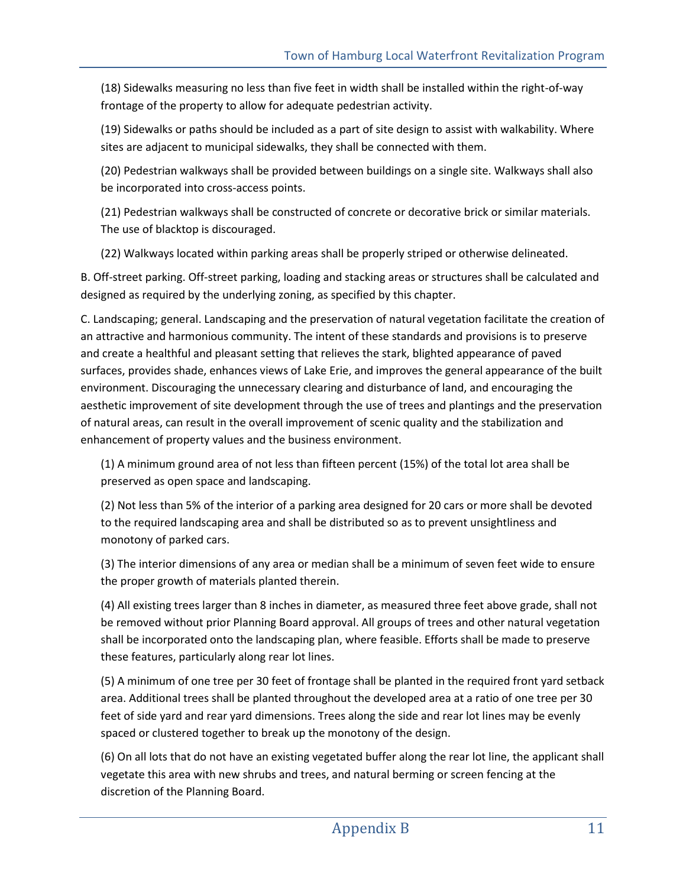(18) Sidewalks measuring no less than five feet in width shall be installed within the right-of-way frontage of the property to allow for adequate pedestrian activity.

(19) Sidewalks or paths should be included as a part of site design to assist with walkability. Where sites are adjacent to municipal sidewalks, they shall be connected with them.

(20) Pedestrian walkways shall be provided between buildings on a single site. Walkways shall also be incorporated into cross-access points.

(21) Pedestrian walkways shall be constructed of concrete or decorative brick or similar materials. The use of blacktop is discouraged.

(22) Walkways located within parking areas shall be properly striped or otherwise delineated.

B. Off-street parking. Off-street parking, loading and stacking areas or structures shall be calculated and designed as required by the underlying zoning, as specified by this chapter.

C. Landscaping; general. Landscaping and the preservation of natural vegetation facilitate the creation of an attractive and harmonious community. The intent of these standards and provisions is to preserve and create a healthful and pleasant setting that relieves the stark, blighted appearance of paved surfaces, provides shade, enhances views of Lake Erie, and improves the general appearance of the built environment. Discouraging the unnecessary clearing and disturbance of land, and encouraging the aesthetic improvement of site development through the use of trees and plantings and the preservation of natural areas, can result in the overall improvement of scenic quality and the stabilization and enhancement of property values and the business environment.

(1) A minimum ground area of not less than fifteen percent (15%) of the total lot area shall be preserved as open space and landscaping.

(2) Not less than 5% of the interior of a parking area designed for 20 cars or more shall be devoted to the required landscaping area and shall be distributed so as to prevent unsightliness and monotony of parked cars.

(3) The interior dimensions of any area or median shall be a minimum of seven feet wide to ensure the proper growth of materials planted therein.

(4) All existing trees larger than 8 inches in diameter, as measured three feet above grade, shall not be removed without prior Planning Board approval. All groups of trees and other natural vegetation shall be incorporated onto the landscaping plan, where feasible. Efforts shall be made to preserve these features, particularly along rear lot lines.

(5) A minimum of one tree per 30 feet of frontage shall be planted in the required front yard setback area. Additional trees shall be planted throughout the developed area at a ratio of one tree per 30 feet of side yard and rear yard dimensions. Trees along the side and rear lot lines may be evenly spaced or clustered together to break up the monotony of the design.

(6) On all lots that do not have an existing vegetated buffer along the rear lot line, the applicant shall vegetate this area with new shrubs and trees, and natural berming or screen fencing at the discretion of the Planning Board.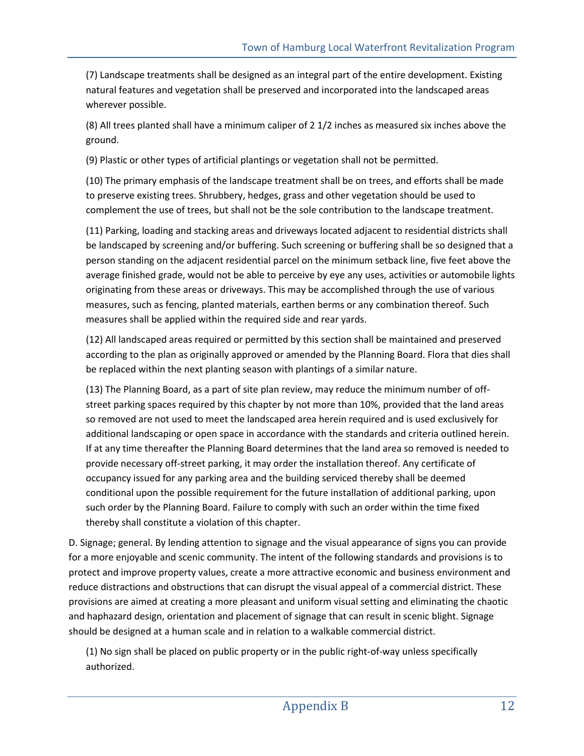(7) Landscape treatments shall be designed as an integral part of the entire development. Existing natural features and vegetation shall be preserved and incorporated into the landscaped areas wherever possible.

(8) All trees planted shall have a minimum caliper of 2 1/2 inches as measured six inches above the ground.

(9) Plastic or other types of artificial plantings or vegetation shall not be permitted.

(10) The primary emphasis of the landscape treatment shall be on trees, and efforts shall be made to preserve existing trees. Shrubbery, hedges, grass and other vegetation should be used to complement the use of trees, but shall not be the sole contribution to the landscape treatment.

(11) Parking, loading and stacking areas and driveways located adjacent to residential districts shall be landscaped by screening and/or buffering. Such screening or buffering shall be so designed that a person standing on the adjacent residential parcel on the minimum setback line, five feet above the average finished grade, would not be able to perceive by eye any uses, activities or automobile lights originating from these areas or driveways. This may be accomplished through the use of various measures, such as fencing, planted materials, earthen berms or any combination thereof. Such measures shall be applied within the required side and rear yards.

(12) All landscaped areas required or permitted by this section shall be maintained and preserved according to the plan as originally approved or amended by the Planning Board. Flora that dies shall be replaced within the next planting season with plantings of a similar nature.

(13) The Planning Board, as a part of site plan review, may reduce the minimum number of off-street parking spaces required by this chapter by not more than 10%, provided that the land areas so removed are not used to meet the landscaped area herein required and is used exclusively for additional landscaping or open space in accordance with the standards and criteria outlined herein. If at any time thereafter the Planning Board determines that the land area so removed is needed to provide necessary off-street parking, it may order the installation thereof. Any certificate of occupancy issued for any parking area and the building serviced thereby shall be deemed conditional upon the possible requirement for the future installation of additional parking, upon such order by the Planning Board. Failure to comply with such an order within the time fixed thereby shall constitute a violation of this chapter.

D. Signage; general. By lending attention to signage and the visual appearance of signs you can provide for a more enjoyable and scenic community. The intent of the following standards and provisions is to protect and improve property values, create a more attractive economic and business environment and reduce distractions and obstructions that can disrupt the visual appeal of a commercial district. These provisions are aimed at creating a more pleasant and uniform visual setting and eliminating the chaotic and haphazard design, orientation and placement of signage that can result in scenic blight. Signage should be designed at a human scale and in relation to a walkable commercial district.

(1) No sign shall be placed on public property or in the public right-of-way unless specifically authorized.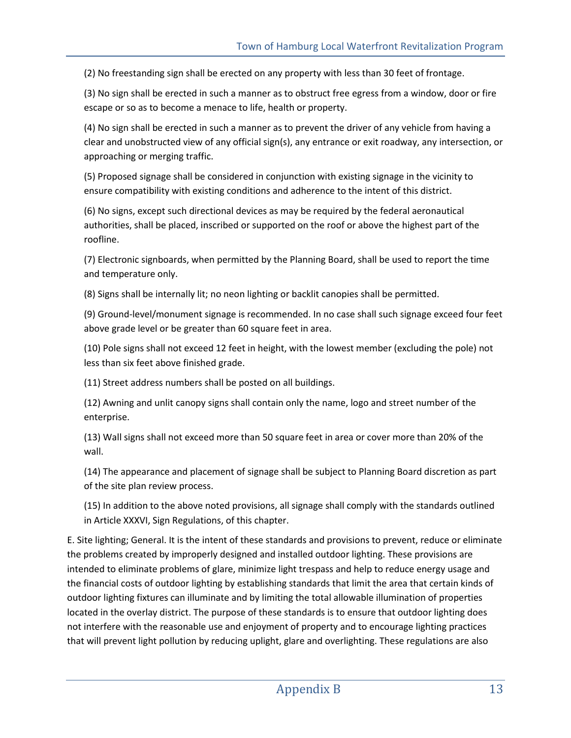(2) No freestanding sign shall be erected on any property with less than 30 feet of frontage.

(3) No sign shall be erected in such a manner as to obstruct free egress from a window, door or fire escape or so as to become a menace to life, health or property.

(4) No sign shall be erected in such a manner as to prevent the driver of any vehicle from having a clear and unobstructed view of any official sign(s), any entrance or exit roadway, any intersection, or approaching or merging traffic.

(5) Proposed signage shall be considered in conjunction with existing signage in the vicinity to ensure compatibility with existing conditions and adherence to the intent of this district.

(6) No signs, except such directional devices as may be required by the federal aeronautical authorities, shall be placed, inscribed or supported on the roof or above the highest part of the roofline.

(7) Electronic signboards, when permitted by the Planning Board, shall be used to report the time and temperature only.

(8) Signs shall be internally lit; no neon lighting or backlit canopies shall be permitted.

(9) Ground-level/monument signage is recommended. In no case shall such signage exceed four feet above grade level or be greater than 60 square feet in area.

(10) Pole signs shall not exceed 12 feet in height, with the lowest member (excluding the pole) not less than six feet above finished grade.

(11) Street address numbers shall be posted on all buildings.

(12) Awning and unlit canopy signs shall contain only the name, logo and street number of the enterprise.

(13) Wall signs shall not exceed more than 50 square feet in area or cover more than 20% of the wall.

(14) The appearance and placement of signage shall be subject to Planning Board discretion as part of the site plan review process.

(15) In addition to the above noted provisions, all signage shall comply with the standards outlined in Article XXXVI, Sign Regulations, of this chapter.

E. Site lighting; General. It is the intent of these standards and provisions to prevent, reduce or eliminate the problems created by improperly designed and installed outdoor lighting. These provisions are intended to eliminate problems of glare, minimize light trespass and help to reduce energy usage and the financial costs of outdoor lighting by establishing standards that limit the area that certain kinds of outdoor lighting fixtures can illuminate and by limiting the total allowable illumination of properties located in the overlay district. The purpose of these standards is to ensure that outdoor lighting does not interfere with the reasonable use and enjoyment of property and to encourage lighting practices that will prevent light pollution by reducing uplight, glare and overlighting. These regulations are also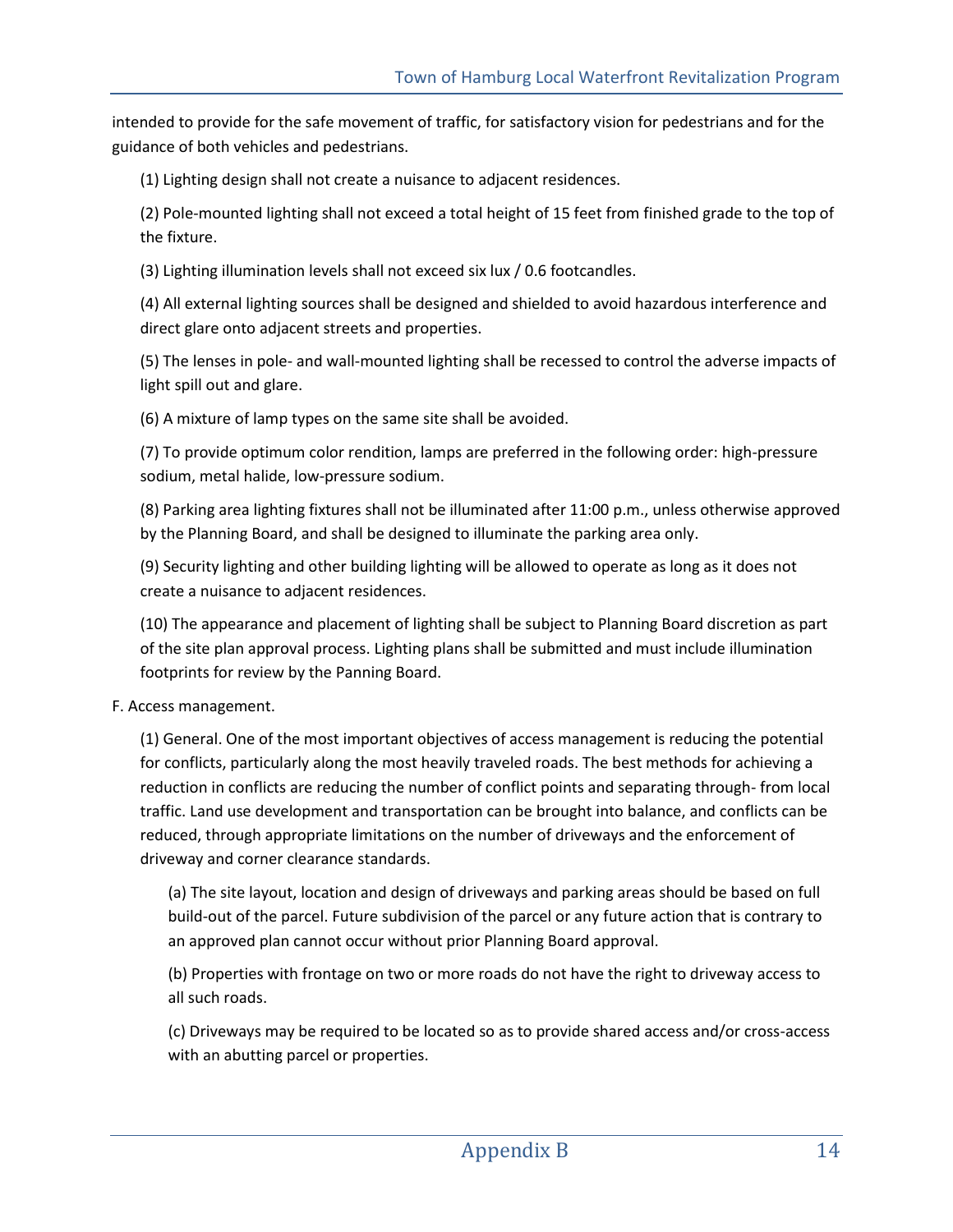intended to provide for the safe movement of traffic, for satisfactory vision for pedestrians and for the guidance of both vehicles and pedestrians.

(1) Lighting design shall not create a nuisance to adjacent residences.

(2) Pole-mounted lighting shall not exceed a total height of 15 feet from finished grade to the top of the fixture.

(3) Lighting illumination levels shall not exceed six lux / 0.6 footcandles.

(4) All external lighting sources shall be designed and shielded to avoid hazardous interference and direct glare onto adjacent streets and properties.

(5) The lenses in pole- and wall-mounted lighting shall be recessed to control the adverse impacts of light spill out and glare.

(6) A mixture of lamp types on the same site shall be avoided.

(7) To provide optimum color rendition, lamps are preferred in the following order: high-pressure sodium, metal halide, low-pressure sodium.

(8) Parking area lighting fixtures shall not be illuminated after 11:00 p.m., unless otherwise approved by the Planning Board, and shall be designed to illuminate the parking area only.

(9) Security lighting and other building lighting will be allowed to operate as long as it does not create a nuisance to adjacent residences.

(10) The appearance and placement of lighting shall be subject to Planning Board discretion as part of the site plan approval process. Lighting plans shall be submitted and must include illumination footprints for review by the Panning Board.

F. Access management.

(1) General. One of the most important objectives of access management is reducing the potential for conflicts, particularly along the most heavily traveled roads. The best methods for achieving a reduction in conflicts are reducing the number of conflict points and separating through- from local traffic. Land use development and transportation can be brought into balance, and conflicts can be reduced, through appropriate limitations on the number of driveways and the enforcement of driveway and corner clearance standards.

(a) The site layout, location and design of driveways and parking areas should be based on full build-out of the parcel. Future subdivision of the parcel or any future action that is contrary to an approved plan cannot occur without prior Planning Board approval.

(b) Properties with frontage on two or more roads do not have the right to driveway access to all such roads.

(c) Driveways may be required to be located so as to provide shared access and/or cross-access with an abutting parcel or properties.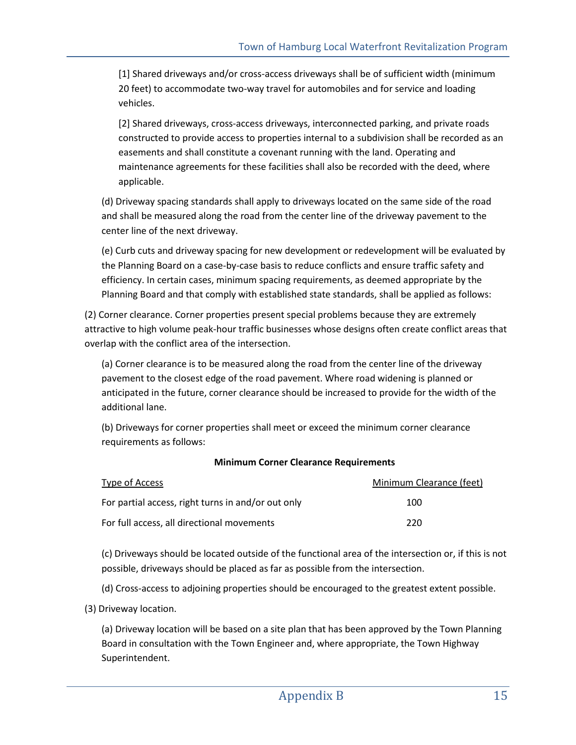[1] Shared driveways and/or cross-access driveways shall be of sufficient width (minimum 20 feet) to accommodate two-way travel for automobiles and for service and loading vehicles.

[2] Shared driveways, cross-access driveways, interconnected parking, and private roads constructed to provide access to properties internal to a subdivision shall be recorded as an easements and shall constitute a covenant running with the land. Operating and maintenance agreements for these facilities shall also be recorded with the deed, where applicable.

(d) Driveway spacing standards shall apply to driveways located on the same side of the road and shall be measured along the road from the center line of the driveway pavement to the center line of the next driveway.

(e) Curb cuts and driveway spacing for new development or redevelopment will be evaluated by the Planning Board on a case-by-case basis to reduce conflicts and ensure traffic safety and efficiency. In certain cases, minimum spacing requirements, as deemed appropriate by the Planning Board and that comply with established state standards, shall be applied as follows:

(2) Corner clearance. Corner properties present special problems because they are extremely attractive to high volume peak-hour traffic businesses whose designs often create conflict areas that overlap with the conflict area of the intersection.

(a) Corner clearance is to be measured along the road from the center line of the driveway pavement to the closest edge of the road pavement. Where road widening is planned or anticipated in the future, corner clearance should be increased to provide for the width of the additional lane.

(b) Driveways for corner properties shall meet or exceed the minimum corner clearance requirements as follows:

**Minimum Corner Clearance Requirements**

| Type of Access | Minimum Clearance (feet) |
|---|---|
| For partial access, right turns in and/or out only | 100 |
| For full access, all directional movements | 220 |

(c) Driveways should be located outside of the functional area of the intersection or, if this is not possible, driveways should be placed as far as possible from the intersection.

(d) Cross-access to adjoining properties should be encouraged to the greatest extent possible.

(3) Driveway location.

(a) Driveway location will be based on a site plan that has been approved by the Town Planning Board in consultation with the Town Engineer and, where appropriate, the Town Highway Superintendent.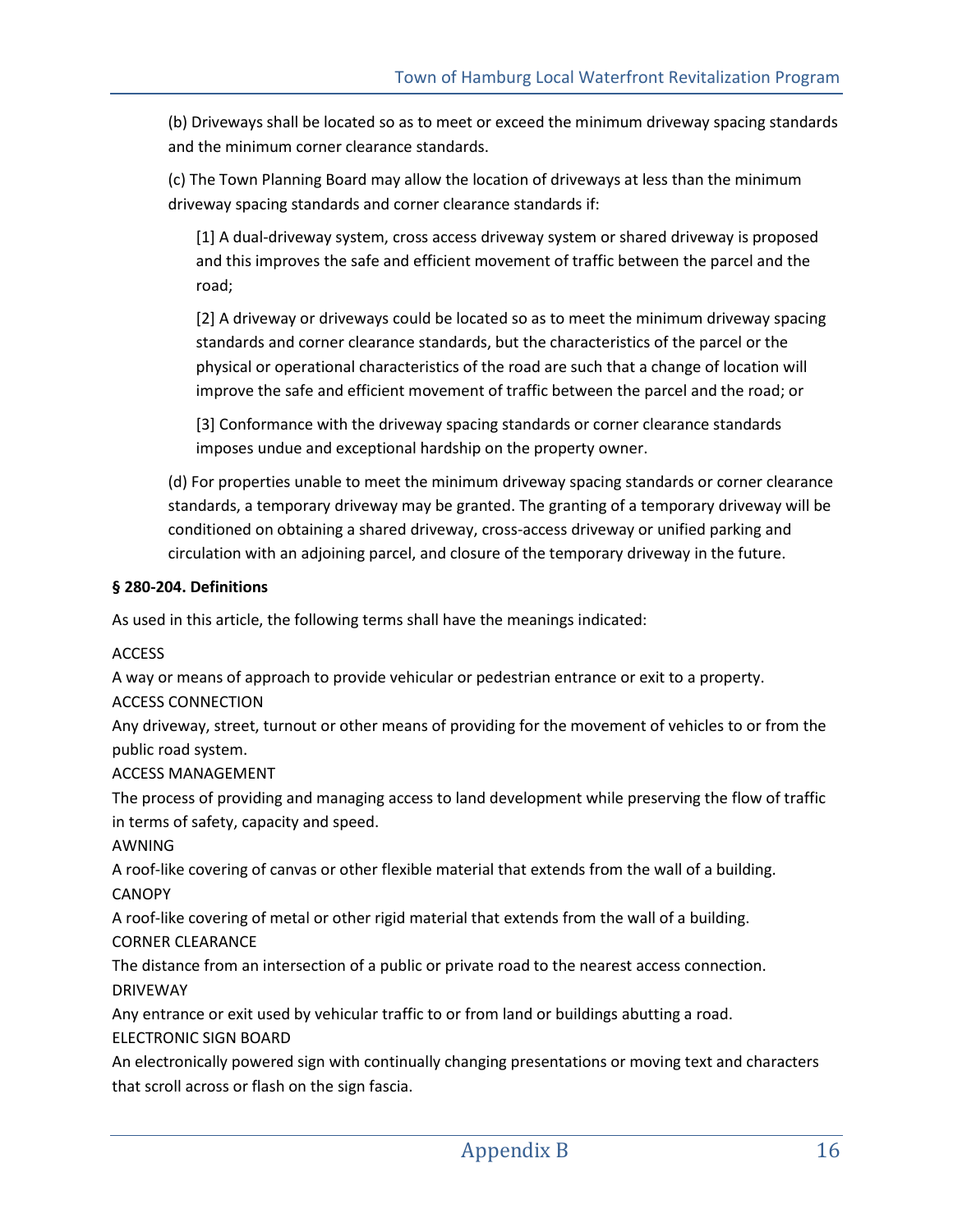(b) Driveways shall be located so as to meet or exceed the minimum driveway spacing standards and the minimum corner clearance standards.

(c) The Town Planning Board may allow the location of driveways at less than the minimum driveway spacing standards and corner clearance standards if:

[1] A dual-driveway system, cross access driveway system or shared driveway is proposed and this improves the safe and efficient movement of traffic between the parcel and the road;

[2] A driveway or driveways could be located so as to meet the minimum driveway spacing standards and corner clearance standards, but the characteristics of the parcel or the physical or operational characteristics of the road are such that a change of location will improve the safe and efficient movement of traffic between the parcel and the road; or

[3] Conformance with the driveway spacing standards or corner clearance standards imposes undue and exceptional hardship on the property owner.

(d) For properties unable to meet the minimum driveway spacing standards or corner clearance standards, a temporary driveway may be granted. The granting of a temporary driveway will be conditioned on obtaining a shared driveway, cross-access driveway or unified parking and circulation with an adjoining parcel, and closure of the temporary driveway in the future.

**§ 280-204. Definitions**

As used in this article, the following terms shall have the meanings indicated:

ACCESS
A way or means of approach to provide vehicular or pedestrian entrance or exit to a property.

ACCESS CONNECTION
Any driveway, street, turnout or other means of providing for the movement of vehicles to or from the public road system.

ACCESS MANAGEMENT
The process of providing and managing access to land development while preserving the flow of traffic in terms of safety, capacity and speed.

AWNING
A roof-like covering of canvas or other flexible material that extends from the wall of a building.

CANOPY
A roof-like covering of metal or other rigid material that extends from the wall of a building.

CORNER CLEARANCE
The distance from an intersection of a public or private road to the nearest access connection.

DRIVEWAY
Any entrance or exit used by vehicular traffic to or from land or buildings abutting a road.

ELECTRONIC SIGN BOARD
An electronically powered sign with continually changing presentations or moving text and characters that scroll across or flash on the sign fascia.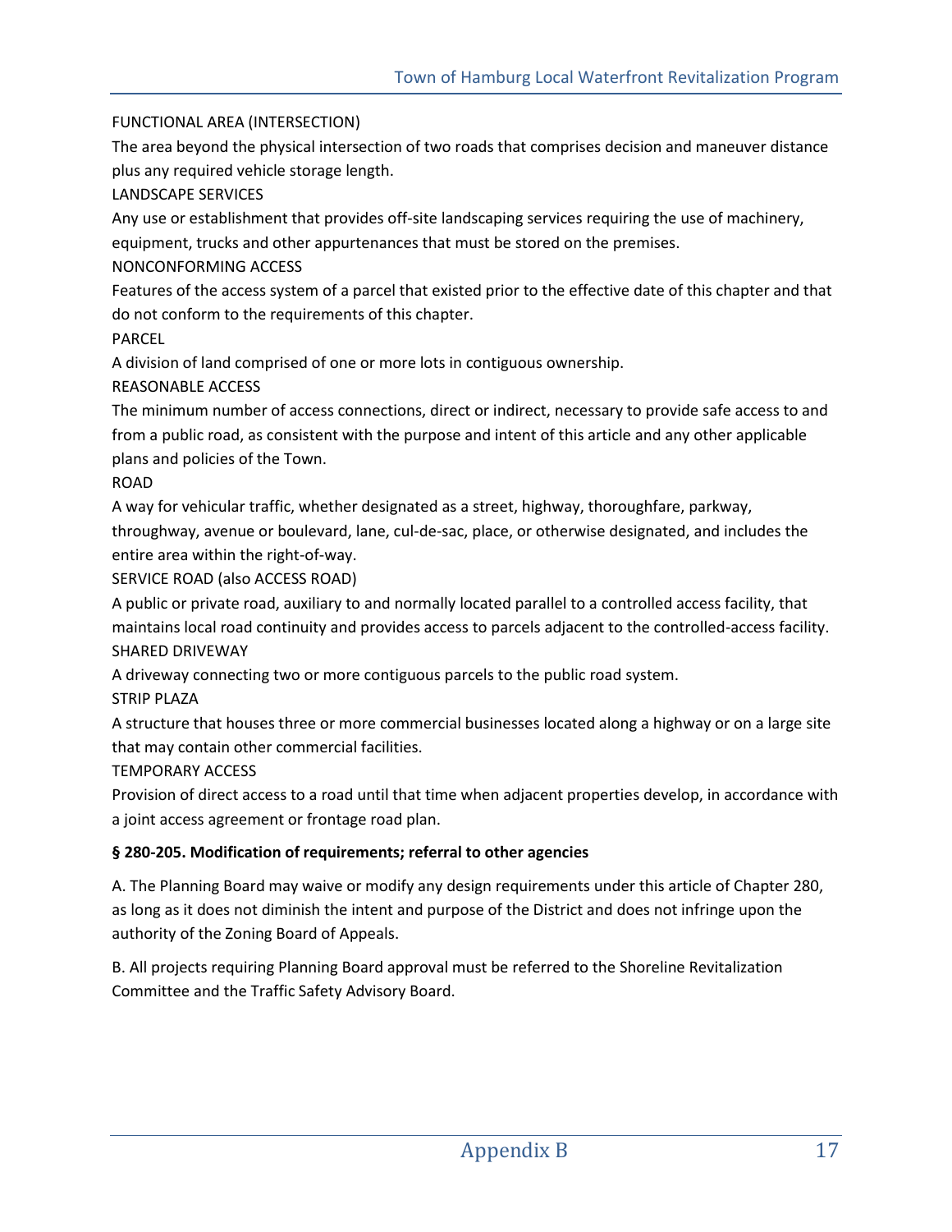FUNCTIONAL AREA (INTERSECTION)

The area beyond the physical intersection of two roads that comprises decision and maneuver distance plus any required vehicle storage length.

LANDSCAPE SERVICES

Any use or establishment that provides off-site landscaping services requiring the use of machinery, equipment, trucks and other appurtenances that must be stored on the premises.

NONCONFORMING ACCESS

Features of the access system of a parcel that existed prior to the effective date of this chapter and that do not conform to the requirements of this chapter.

PARCEL

A division of land comprised of one or more lots in contiguous ownership.

REASONABLE ACCESS

The minimum number of access connections, direct or indirect, necessary to provide safe access to and from a public road, as consistent with the purpose and intent of this article and any other applicable plans and policies of the Town.

ROAD

A way for vehicular traffic, whether designated as a street, highway, thoroughfare, parkway, throughway, avenue or boulevard, lane, cul-de-sac, place, or otherwise designated, and includes the entire area within the right-of-way.

SERVICE ROAD (also ACCESS ROAD)

A public or private road, auxiliary to and normally located parallel to a controlled access facility, that maintains local road continuity and provides access to parcels adjacent to the controlled-access facility.

SHARED DRIVEWAY

A driveway connecting two or more contiguous parcels to the public road system.

STRIP PLAZA

A structure that houses three or more commercial businesses located along a highway or on a large site that may contain other commercial facilities.

TEMPORARY ACCESS

Provision of direct access to a road until that time when adjacent properties develop, in accordance with a joint access agreement or frontage road plan.

**§ 280-205. Modification of requirements; referral to other agencies**

A. The Planning Board may waive or modify any design requirements under this article of Chapter 280, as long as it does not diminish the intent and purpose of the District and does not infringe upon the authority of the Zoning Board of Appeals.

B. All projects requiring Planning Board approval must be referred to the Shoreline Revitalization Committee and the Traffic Safety Advisory Board.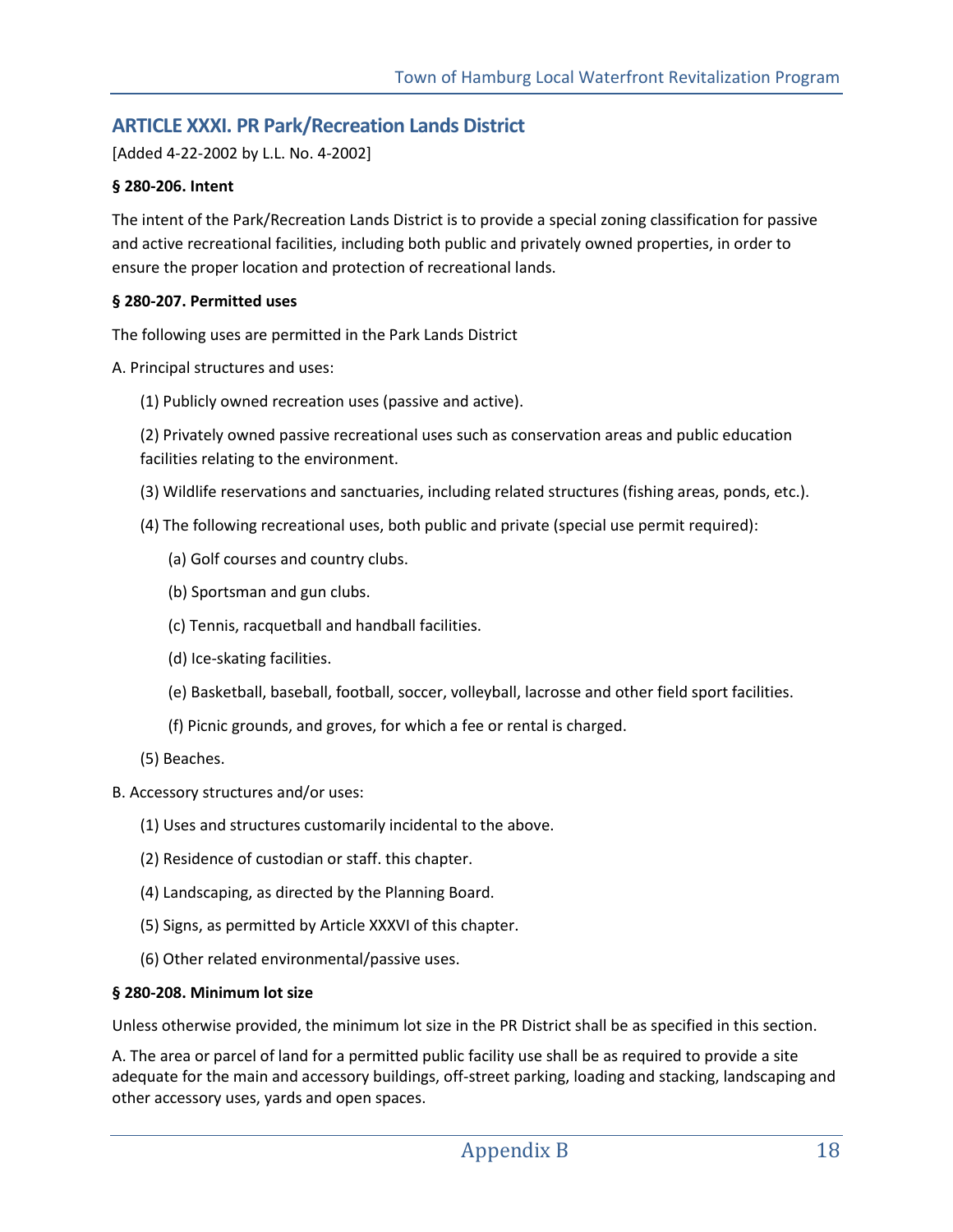## ARTICLE XXXI. PR Park/Recreation Lands District

[Added 4-22-2002 by L.L. No. 4-2002]

**§ 280-206. Intent**

The intent of the Park/Recreation Lands District is to provide a special zoning classification for passive and active recreational facilities, including both public and privately owned properties, in order to ensure the proper location and protection of recreational lands.

**§ 280-207. Permitted uses**

The following uses are permitted in the Park Lands District

A. Principal structures and uses:

(1) Publicly owned recreation uses (passive and active).

(2) Privately owned passive recreational uses such as conservation areas and public education facilities relating to the environment.

(3) Wildlife reservations and sanctuaries, including related structures (fishing areas, ponds, etc.).

(4) The following recreational uses, both public and private (special use permit required):

(a) Golf courses and country clubs.

(b) Sportsman and gun clubs.

(c) Tennis, racquetball and handball facilities.

(d) Ice-skating facilities.

(e) Basketball, baseball, football, soccer, volleyball, lacrosse and other field sport facilities.

(f) Picnic grounds, and groves, for which a fee or rental is charged.

(5) Beaches.

B. Accessory structures and/or uses:

(1) Uses and structures customarily incidental to the above.

(2) Residence of custodian or staff. this chapter.

(4) Landscaping, as directed by the Planning Board.

(5) Signs, as permitted by Article XXXVI of this chapter.

(6) Other related environmental/passive uses.

**§ 280-208. Minimum lot size**

Unless otherwise provided, the minimum lot size in the PR District shall be as specified in this section.

A. The area or parcel of land for a permitted public facility use shall be as required to provide a site adequate for the main and accessory buildings, off-street parking, loading and stacking, landscaping and other accessory uses, yards and open spaces.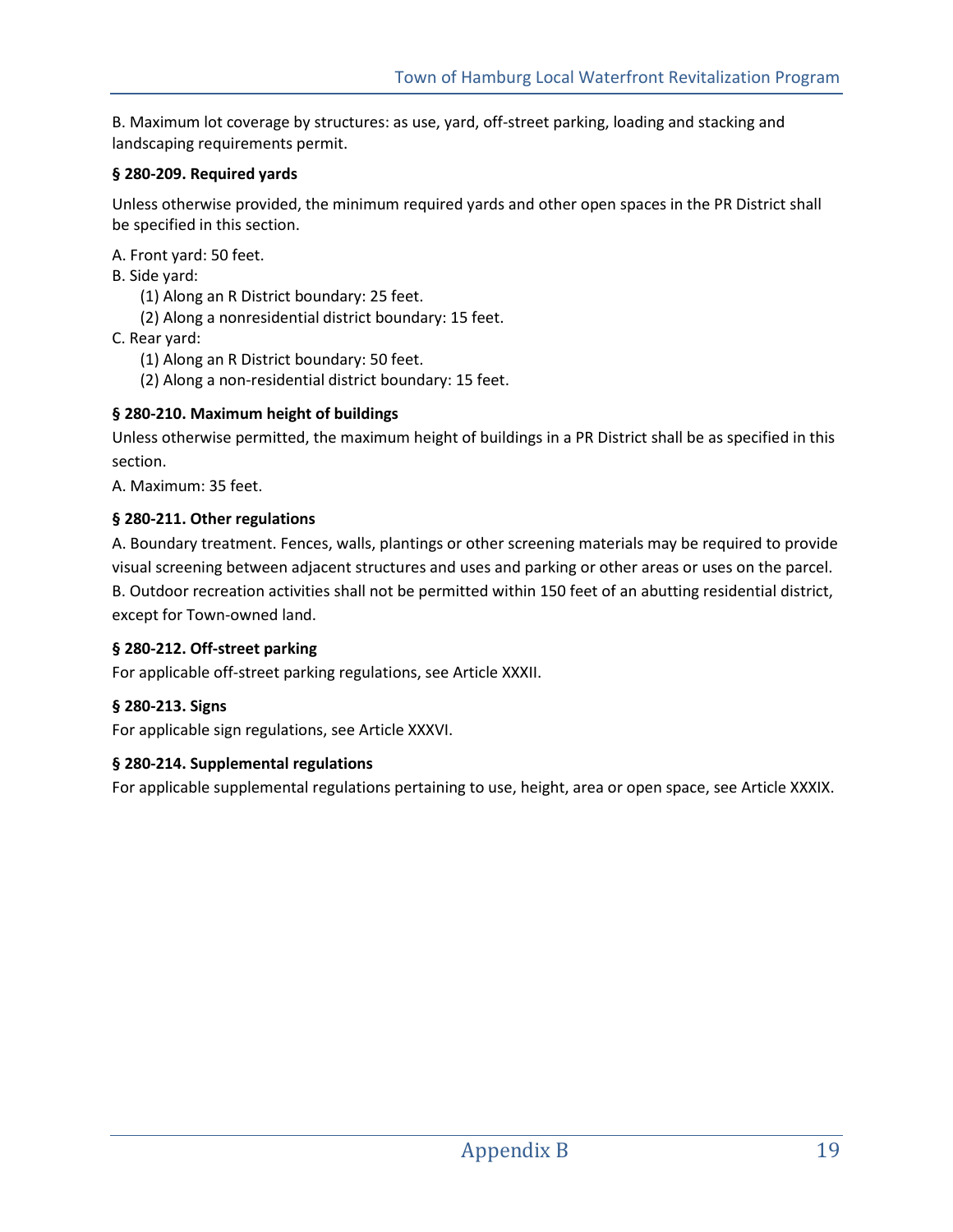B. Maximum lot coverage by structures: as use, yard, off-street parking, loading and stacking and landscaping requirements permit.

**§ 280-209. Required yards**

Unless otherwise provided, the minimum required yards and other open spaces in the PR District shall be specified in this section.

A. Front yard: 50 feet.
B. Side yard:
  (1) Along an R District boundary: 25 feet.
  (2) Along a nonresidential district boundary: 15 feet.
C. Rear yard:
  (1) Along an R District boundary: 50 feet.
  (2) Along a non-residential district boundary: 15 feet.

**§ 280-210. Maximum height of buildings**

Unless otherwise permitted, the maximum height of buildings in a PR District shall be as specified in this section.

A. Maximum: 35 feet.

**§ 280-211. Other regulations**

A. Boundary treatment. Fences, walls, plantings or other screening materials may be required to provide visual screening between adjacent structures and uses and parking or other areas or uses on the parcel.
B. Outdoor recreation activities shall not be permitted within 150 feet of an abutting residential district, except for Town-owned land.

**§ 280-212. Off-street parking**

For applicable off-street parking regulations, see Article XXXII.

**§ 280-213. Signs**

For applicable sign regulations, see Article XXXVI.

**§ 280-214. Supplemental regulations**

For applicable supplemental regulations pertaining to use, height, area or open space, see Article XXXIX.